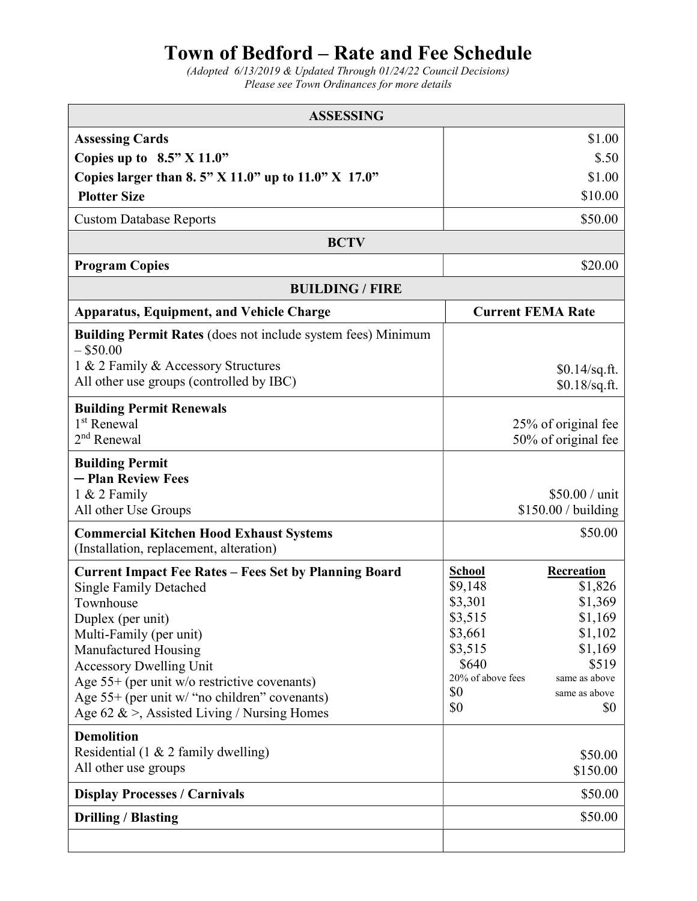# Town of Bedford – Rate and Fee Schedule

*(Adopted 6/13/2019 & Updated Through 01/24/22 Council Decisions)*
*Please see Town Ordinances for more details*

| ASSESSING | |
|---|---|
| **Assessing Cards**<br>**Copies up to 8.5" X 11.0"**<br>**Copies larger than 8. 5" X 11.0" up to 11.0" X 17.0"**<br>**Plotter Size** | $1.00<br>$.50<br>$1.00<br>$10.00 |
| Custom Database Reports | $50.00 |
| **BCTV** | |
| **Program Copies** | $20.00 |
| **BUILDING / FIRE** | |
| **Apparatus, Equipment, and Vehicle Charge** | **Current FEMA Rate** |
| **Building Permit Rates** (does not include system fees) Minimum – $50.00<br>1 & 2 Family & Accessory Structures<br>All other use groups (controlled by IBC) | <br><br>$0.14/sq.ft.<br>$0.18/sq.ft. |
| **Building Permit Renewals**<br>1st Renewal<br>2nd Renewal | <br>25% of original fee<br>50% of original fee |
| **Building Permit**<br>**– Plan Review Fees**<br>1 & 2 Family<br>All other Use Groups | <br><br>$50.00 / unit<br>$150.00 / building |
| **Commercial Kitchen Hood Exhaust Systems**<br>(Installation, replacement, alteration) | $50.00 |
| **Current Impact Fee Rates – Fees Set by Planning Board**<br>Single Family Detached<br>Townhouse<br>Duplex (per unit)<br>Multi-Family (per unit)<br>Manufactured Housing<br>Accessory Dwelling Unit<br>Age 55+ (per unit w/o restrictive covenants)<br>Age 55+ (per unit w/ "no children" covenants)<br>Age 62 & >, Assisted Living / Nursing Homes | **School** / **Recreation**<br>$9,148 / $1,826<br>$3,301 / $1,369<br>$3,515 / $1,169<br>$3,661 / $1,102<br>$3,515 / $1,169<br>$640 / $519<br>20% of above fees / same as above<br>$0 / same as above<br>$0 / $0 |
| **Demolition**<br>Residential (1 & 2 family dwelling)<br>All other use groups | <br>$50.00<br>$150.00 |
| **Display Processes / Carnivals** | $50.00 |
| **Drilling / Blasting** | $50.00 |
| | |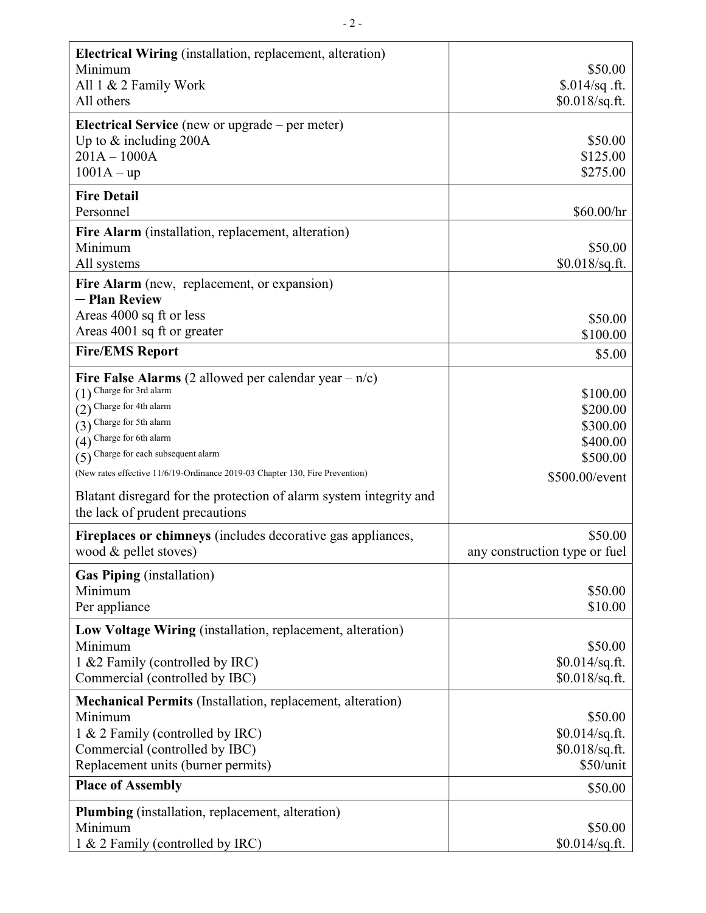| | |
|---|---|
| **Electrical Wiring** (installation, replacement, alteration)<br>Minimum<br>All 1 & 2 Family Work<br>All others | <br>$50.00<br>$.014/sq .ft.<br>$0.018/sq.ft. |
| **Electrical Service** (new or upgrade – per meter)<br>Up to & including 200A<br>201A – 1000A<br>1001A – up | <br>$50.00<br>$125.00<br>$275.00 |
| **Fire Detail**<br>Personnel | <br>$60.00/hr |
| **Fire Alarm** (installation, replacement, alteration)<br>Minimum<br>All systems | <br>$50.00<br>$0.018/sq.ft. |
| **Fire Alarm** (new, replacement, or expansion)<br>**– Plan Review**<br>Areas 4000 sq ft or less<br>Areas 4001 sq ft or greater | <br><br>$50.00<br>$100.00 |
| **Fire/EMS Report** | $5.00 |
| **Fire False Alarms** (2 allowed per calendar year – n/c)<br>(1) Charge for 3rd alarm<br>(2) Charge for 4th alarm<br>(3) Charge for 5th alarm<br>(4) Charge for 6th alarm<br>(5) Charge for each subsequent alarm<br>(New rates effective 11/6/19-Ordinance 2019-03 Chapter 130, Fire Prevention)<br>Blatant disregard for the protection of alarm system integrity and the lack of prudent precautions | <br>$100.00<br>$200.00<br>$300.00<br>$400.00<br>$500.00<br>$500.00/event |
| **Fireplaces or chimneys** (includes decorative gas appliances, wood & pellet stoves) | $50.00<br>any construction type or fuel |
| **Gas Piping** (installation)<br>Minimum<br>Per appliance | <br>$50.00<br>$10.00 |
| **Low Voltage Wiring** (installation, replacement, alteration)<br>Minimum<br>1 &2 Family (controlled by IRC)<br>Commercial (controlled by IBC) | <br>$50.00<br>$0.014/sq.ft.<br>$0.018/sq.ft. |
| **Mechanical Permits** (Installation, replacement, alteration)<br>Minimum<br>1 & 2 Family (controlled by IRC)<br>Commercial (controlled by IBC)<br>Replacement units (burner permits) | <br>$50.00<br>$0.014/sq.ft.<br>$0.018/sq.ft.<br>$50/unit |
| **Place of Assembly** | $50.00 |
| **Plumbing** (installation, replacement, alteration)<br>Minimum<br>1 & 2 Family (controlled by IRC) | <br>$50.00<br>$0.014/sq.ft. |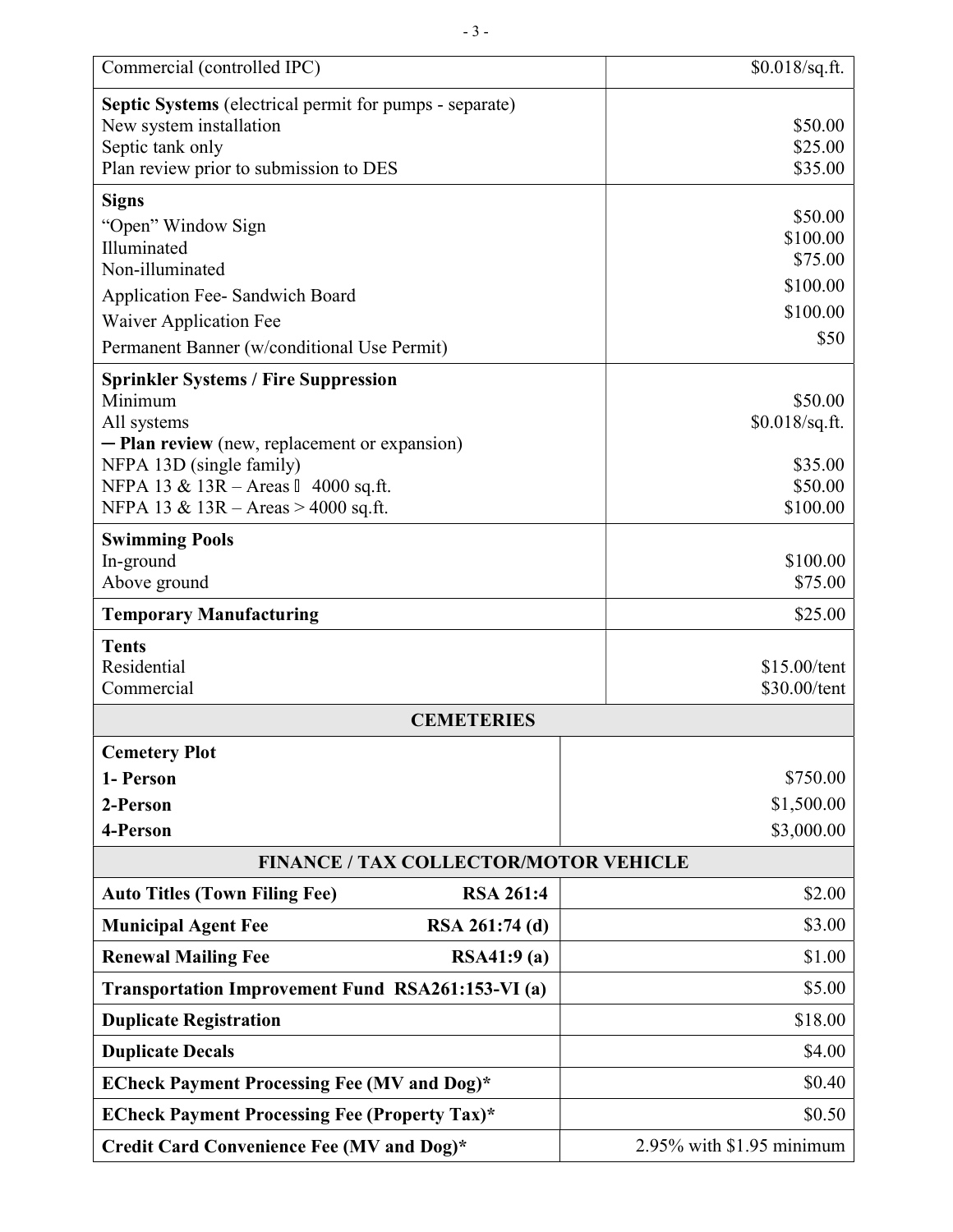| | |
|---|---|
| Commercial (controlled IPC) | $0.018/sq.ft. |
| **Septic Systems** (electrical permit for pumps - separate)<br>New system installation<br>Septic tank only<br>Plan review prior to submission to DES | <br>$50.00<br>$25.00<br>$35.00 |
| **Signs**<br>"Open" Window Sign<br>Illuminated<br>Non-illuminated<br>Application Fee- Sandwich Board<br>Waiver Application Fee<br>Permanent Banner (w/conditional Use Permit) | <br>$50.00<br>$100.00<br>$75.00<br>$100.00<br>$100.00<br>$50 |
| **Sprinkler Systems / Fire Suppression**<br>Minimum<br>All systems<br>─ **Plan review** (new, replacement or expansion)<br>NFPA 13D (single family)<br>NFPA 13 & 13R – Areas ≤ 4000 sq.ft.<br>NFPA 13 & 13R – Areas > 4000 sq.ft. | <br>$50.00<br>$0.018/sq.ft.<br><br>$35.00<br>$50.00<br>$100.00 |
| **Swimming Pools**<br>In-ground<br>Above ground | <br>$100.00<br>$75.00 |
| **Temporary Manufacturing** | $25.00 |
| **Tents**<br>Residential<br>Commercial | <br>$15.00/tent<br>$30.00/tent |
| **CEMETERIES** | |
| **Cemetery Plot**<br>**1- Person**<br>**2-Person**<br>**4-Person** | <br>$750.00<br>$1,500.00<br>$3,000.00 |
| **FINANCE / TAX COLLECTOR/MOTOR VEHICLE** | |
| **Auto Titles (Town Filing Fee) RSA 261:4** | $2.00 |
| **Municipal Agent Fee RSA 261:74 (d)** | $3.00 |
| **Renewal Mailing Fee RSA41:9 (a)** | $1.00 |
| **Transportation Improvement Fund RSA261:153-VI (a)** | $5.00 |
| **Duplicate Registration** | $18.00 |
| **Duplicate Decals** | $4.00 |
| **ECheck Payment Processing Fee (MV and Dog)*** | $0.40 |
| **ECheck Payment Processing Fee (Property Tax)*** | $0.50 |
| **Credit Card Convenience Fee (MV and Dog)*** | 2.95% with $1.95 minimum |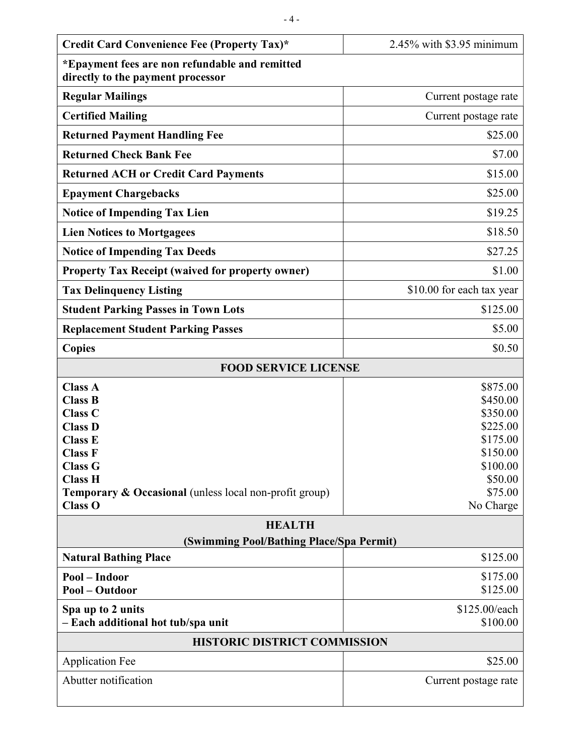| **Credit Card Convenience Fee (Property Tax)*** | 2.45% with $3.95 minimum |
|---|---|
| ***Epayment fees are non refundable and remitted directly to the payment processor** | |
| **Regular Mailings** | Current postage rate |
| **Certified Mailing** | Current postage rate |
| **Returned Payment Handling Fee** | $25.00 |
| **Returned Check Bank Fee** | $7.00 |
| **Returned ACH or Credit Card Payments** | $15.00 |
| **Epayment Chargebacks** | $25.00 |
| **Notice of Impending Tax Lien** | $19.25 |
| **Lien Notices to Mortgagees** | $18.50 |
| **Notice of Impending Tax Deeds** | $27.25 |
| **Property Tax Receipt (waived for property owner)** | $1.00 |
| **Tax Delinquency Listing** | $10.00 for each tax year |
| **Student Parking Passes in Town Lots** | $125.00 |
| **Replacement Student Parking Passes** | $5.00 |
| **Copies** | $0.50 |
| **FOOD SERVICE LICENSE** | |
| **Class A** | $875.00 |
| **Class B** | $450.00 |
| **Class C** | $350.00 |
| **Class D** | $225.00 |
| **Class E** | $175.00 |
| **Class F** | $150.00 |
| **Class G** | $100.00 |
| **Class H** | $50.00 |
| **Temporary & Occasional** (unless local non-profit group) | $75.00 |
| **Class O** | No Charge |
| **HEALTH (Swimming Pool/Bathing Place/Spa Permit)** | |
| **Natural Bathing Place** | $125.00 |
| **Pool – Indoor** | $175.00 |
| **Pool – Outdoor** | $125.00 |
| **Spa up to 2 units** | $125.00/each |
| **– Each additional hot tub/spa unit** | $100.00 |
| **HISTORIC DISTRICT COMMISSION** | |
| Application Fee | $25.00 |
| Abutter notification | Current postage rate |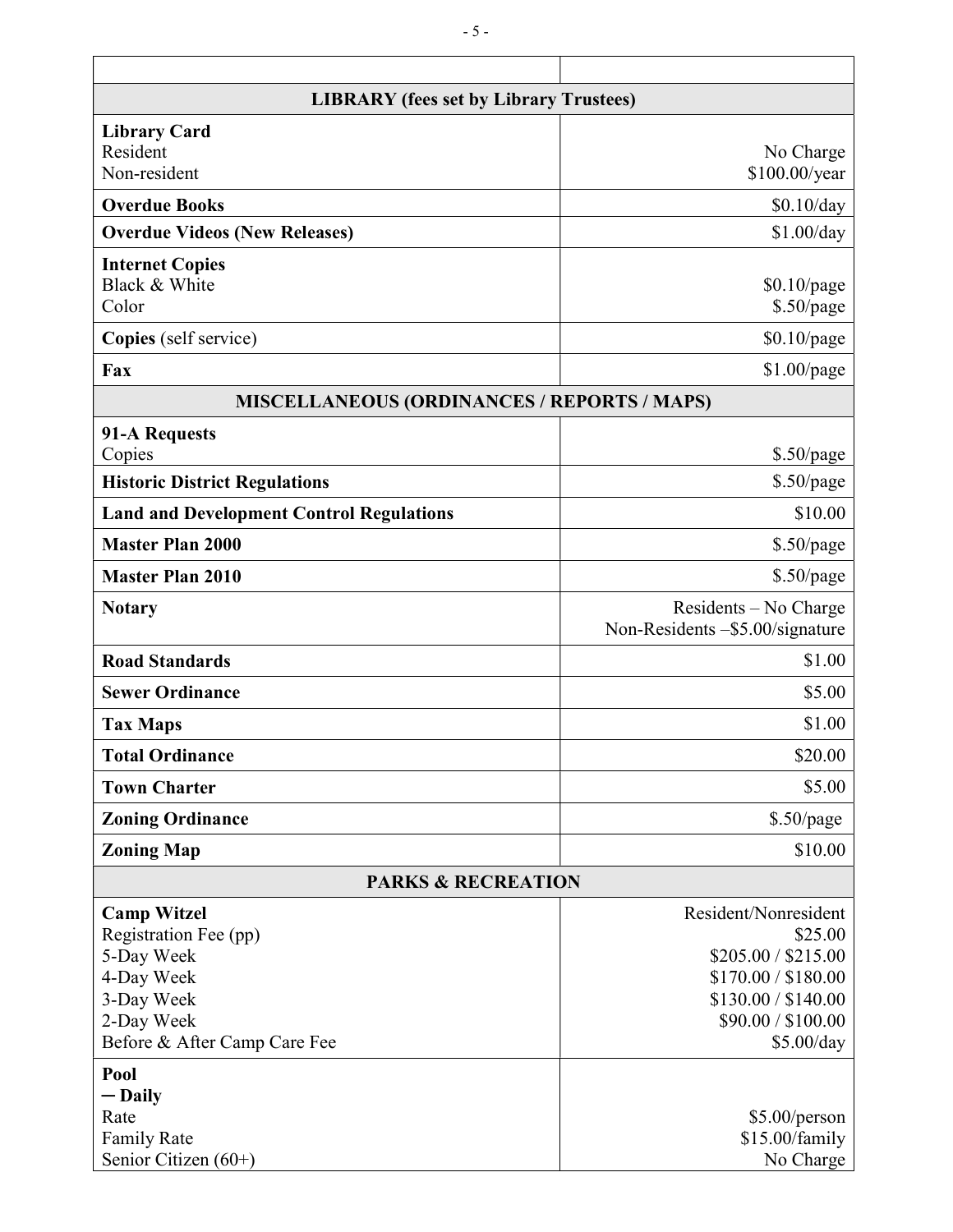| | |
|---|---|
| **LIBRARY (fees set by Library Trustees)** | |
| **Library Card**<br>Resident<br>Non-resident | <br>No Charge<br>$100.00/year |
| **Overdue Books** | $0.10/day |
| **Overdue Videos (New Releases)** | $1.00/day |
| **Internet Copies**<br>Black & White<br>Color | <br>$0.10/page<br>$.50/page |
| **Copies** (self service) | $0.10/page |
| **Fax** | $1.00/page |
| **MISCELLANEOUS (ORDINANCES / REPORTS / MAPS)** | |
| **91-A Requests**<br>Copies | <br>$.50/page |
| **Historic District Regulations** | $.50/page |
| **Land and Development Control Regulations** | $10.00 |
| **Master Plan 2000** | $.50/page |
| **Master Plan 2010** | $.50/page |
| **Notary** | Residents – No Charge<br>Non-Residents –$5.00/signature |
| **Road Standards** | $1.00 |
| **Sewer Ordinance** | $5.00 |
| **Tax Maps** | $1.00 |
| **Total Ordinance** | $20.00 |
| **Town Charter** | $5.00 |
| **Zoning Ordinance** | $.50/page |
| **Zoning Map** | $10.00 |
| **PARKS & RECREATION** | |
| **Camp Witzel**<br>Registration Fee (pp)<br>5-Day Week<br>4-Day Week<br>3-Day Week<br>2-Day Week<br>Before & After Camp Care Fee | Resident/Nonresident<br>$25.00<br>$205.00 / $215.00<br>$170.00 / $180.00<br>$130.00 / $140.00<br>$90.00 / $100.00<br>$5.00/day |
| **Pool**<br>**─ Daily**<br>Rate<br>Family Rate<br>Senior Citizen (60+) | <br><br>$5.00/person<br>$15.00/family<br>No Charge |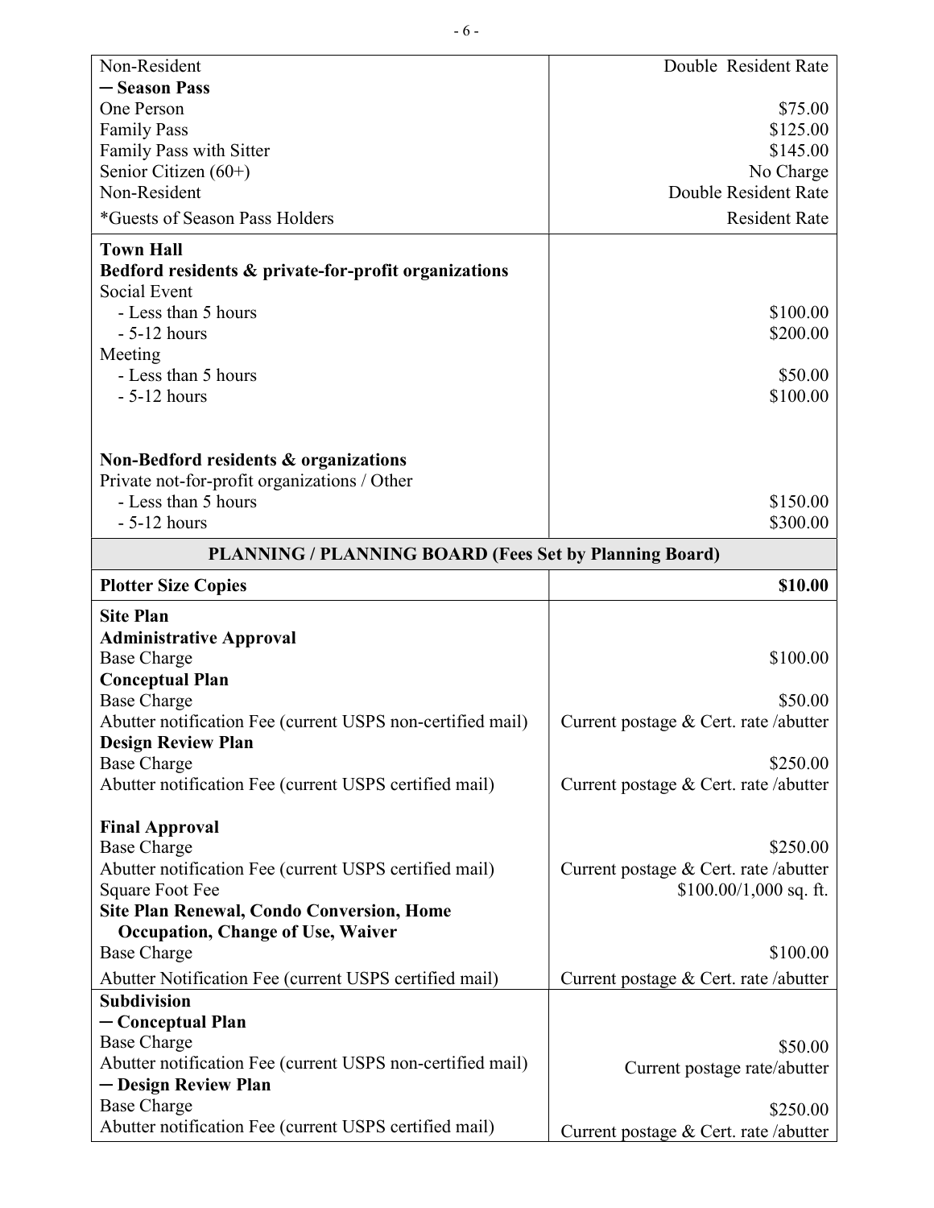| | |
|---|---|
| Non-Resident | Double Resident Rate |
| **─ Season Pass** | |
| One Person | $75.00 |
| Family Pass | $125.00 |
| Family Pass with Sitter | $145.00 |
| Senior Citizen (60+) | No Charge |
| Non-Resident | Double Resident Rate |
| *Guests of Season Pass Holders | Resident Rate |
| **Town Hall** | |
| **Bedford residents & private-for-profit organizations** | |
| Social Event | |
| - Less than 5 hours | $100.00 |
| - 5-12 hours | $200.00 |
| Meeting | |
| - Less than 5 hours | $50.00 |
| - 5-12 hours | $100.00 |
| **Non-Bedford residents & organizations** | |
| Private not-for-profit organizations / Other | |
| - Less than 5 hours | $150.00 |
| - 5-12 hours | $300.00 |
| **PLANNING / PLANNING BOARD (Fees Set by Planning Board)** | |
| **Plotter Size Copies** | **$10.00** |
| **Site Plan** | |
| **Administrative Approval** | |
| Base Charge | $100.00 |
| **Conceptual Plan** | |
| Base Charge | $50.00 |
| Abutter notification Fee (current USPS non-certified mail) | Current postage & Cert. rate /abutter |
| **Design Review Plan** | |
| Base Charge | $250.00 |
| Abutter notification Fee (current USPS certified mail) | Current postage & Cert. rate /abutter |
| **Final Approval** | |
| Base Charge | $250.00 |
| Abutter notification Fee (current USPS certified mail) | Current postage & Cert. rate /abutter |
| Square Foot Fee | $100.00/1,000 sq. ft. |
| **Site Plan Renewal, Condo Conversion, Home Occupation, Change of Use, Waiver** | |
| Base Charge | $100.00 |
| Abutter Notification Fee (current USPS certified mail) | Current postage & Cert. rate /abutter |
| **Subdivision** | |
| **─ Conceptual Plan** | |
| Base Charge | $50.00 |
| Abutter notification Fee (current USPS non-certified mail) | Current postage rate/abutter |
| **─ Design Review Plan** | |
| Base Charge | $250.00 |
| Abutter notification Fee (current USPS certified mail) | Current postage & Cert. rate /abutter |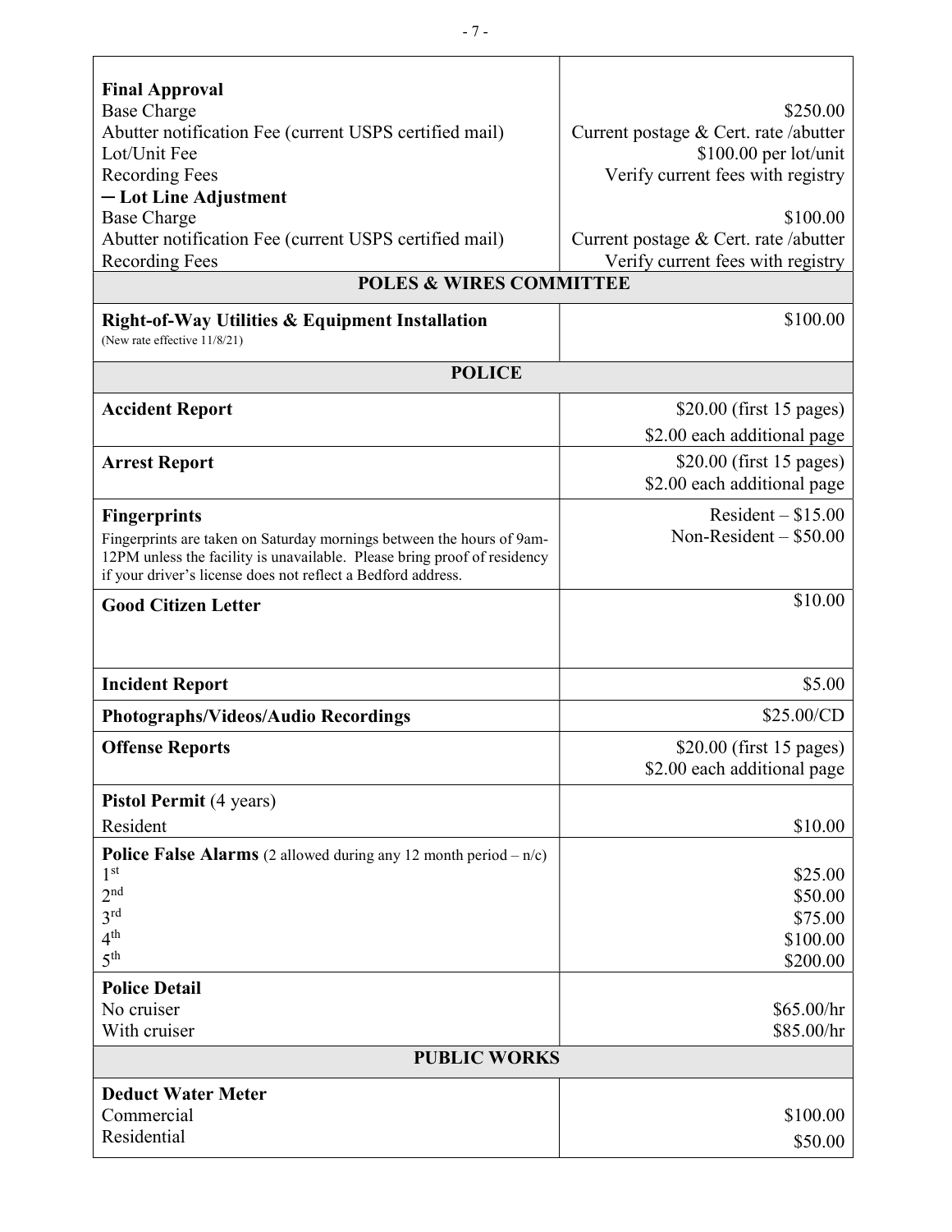| | |
|---|---|
| **Final Approval** | |
| Base Charge | $250.00 |
| Abutter notification Fee (current USPS certified mail) | Current postage & Cert. rate /abutter |
| Lot/Unit Fee | $100.00 per lot/unit |
| Recording Fees | Verify current fees with registry |
| **– Lot Line Adjustment** | |
| Base Charge | $100.00 |
| Abutter notification Fee (current USPS certified mail) | Current postage & Cert. rate /abutter |
| Recording Fees | Verify current fees with registry |
| **POLES & WIRES COMMITTEE** | |
| **Right-of-Way Utilities & Equipment Installation** (New rate effective 11/8/21) | $100.00 |
| **POLICE** | |
| **Accident Report** | $20.00 (first 15 pages)<br>$2.00 each additional page |
| **Arrest Report** | $20.00 (first 15 pages)<br>$2.00 each additional page |
| **Fingerprints**<br>Fingerprints are taken on Saturday mornings between the hours of 9am-12PM unless the facility is unavailable. Please bring proof of residency if your driver's license does not reflect a Bedford address. | Resident – $15.00<br>Non-Resident – $50.00 |
| **Good Citizen Letter** | $10.00 |
| **Incident Report** | $5.00 |
| **Photographs/Videos/Audio Recordings** | $25.00/CD |
| **Offense Reports** | $20.00 (first 15 pages)<br>$2.00 each additional page |
| **Pistol Permit** (4 years) | |
| Resident | $10.00 |
| **Police False Alarms** (2 allowed during any 12 month period – n/c) | |
| 1st | $25.00 |
| 2nd | $50.00 |
| 3rd | $75.00 |
| 4th | $100.00 |
| 5th | $200.00 |
| **Police Detail** | |
| No cruiser | $65.00/hr |
| With cruiser | $85.00/hr |
| **PUBLIC WORKS** | |
| **Deduct Water Meter** | |
| Commercial | $100.00 |
| Residential | $50.00 |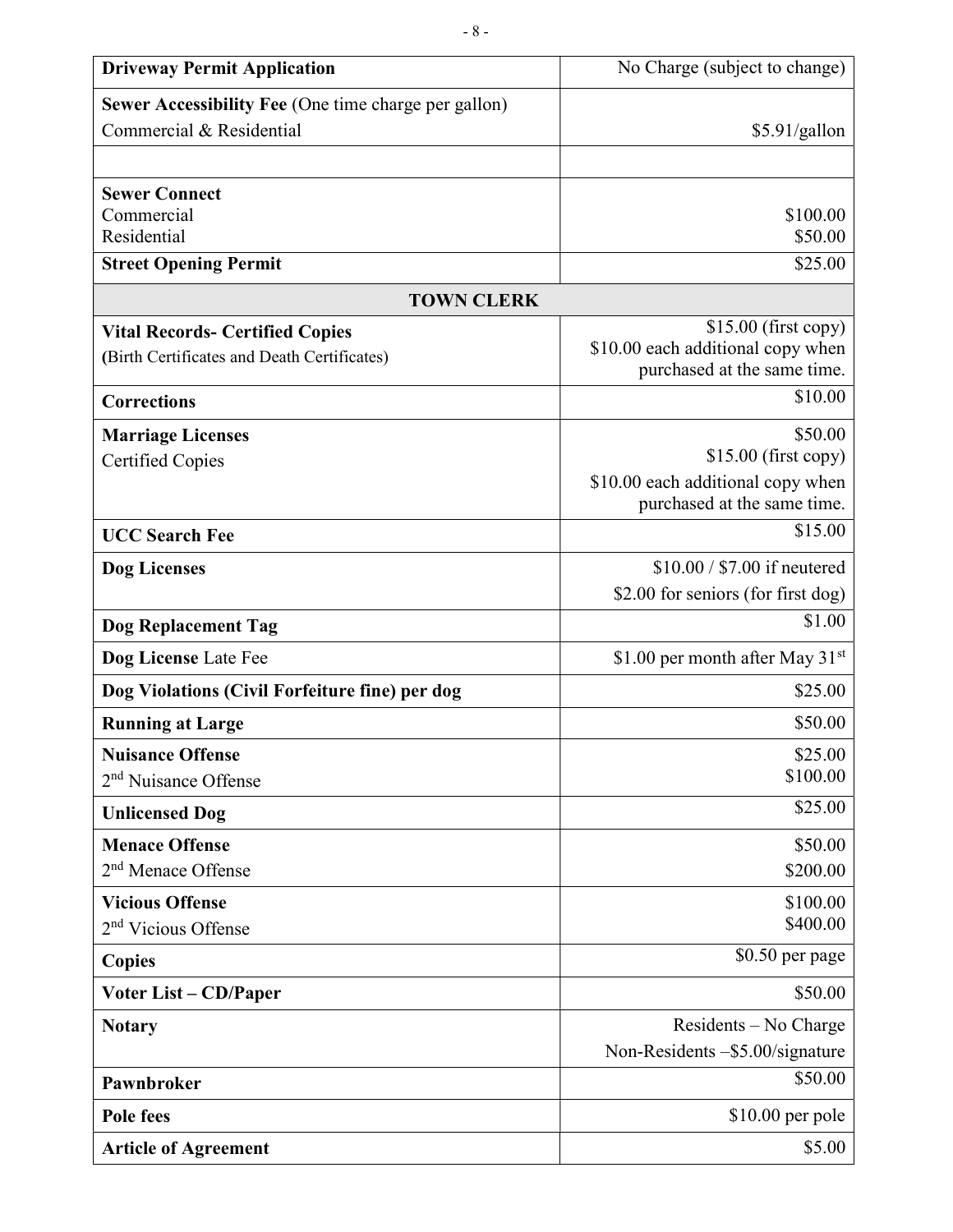| | |
|---|---|
| **Driveway Permit Application** | No Charge (subject to change) |
| **Sewer Accessibility Fee** (One time charge per gallon)<br>Commercial & Residential | $5.91/gallon |
| | |
| **Sewer Connect**<br>Commercial<br>Residential | <br>$100.00<br>$50.00 |
| **Street Opening Permit** | $25.00 |
| **TOWN CLERK** | |
| **Vital Records- Certified Copies**<br>(Birth Certificates and Death Certificates) | $15.00 (first copy)<br>$10.00 each additional copy when purchased at the same time. |
| **Corrections** | $10.00 |
| **Marriage Licenses**<br>Certified Copies | $50.00<br>$15.00 (first copy)<br>$10.00 each additional copy when purchased at the same time. |
| **UCC Search Fee** | $15.00 |
| **Dog Licenses** | $10.00 / $7.00 if neutered<br>$2.00 for seniors (for first dog) |
| **Dog Replacement Tag** | $1.00 |
| **Dog License** Late Fee | $1.00 per month after May 31st |
| **Dog Violations (Civil Forfeiture fine) per dog** | $25.00 |
| **Running at Large** | $50.00 |
| **Nuisance Offense**<br>2nd Nuisance Offense | $25.00<br>$100.00 |
| **Unlicensed Dog** | $25.00 |
| **Menace Offense**<br>2nd Menace Offense | $50.00<br>$200.00 |
| **Vicious Offense**<br>2nd Vicious Offense | $100.00<br>$400.00 |
| **Copies** | $0.50 per page |
| **Voter List – CD/Paper** | $50.00 |
| **Notary** | Residents – No Charge<br>Non-Residents –$5.00/signature |
| **Pawnbroker** | $50.00 |
| **Pole fees** | $10.00 per pole |
| **Article of Agreement** | $5.00 |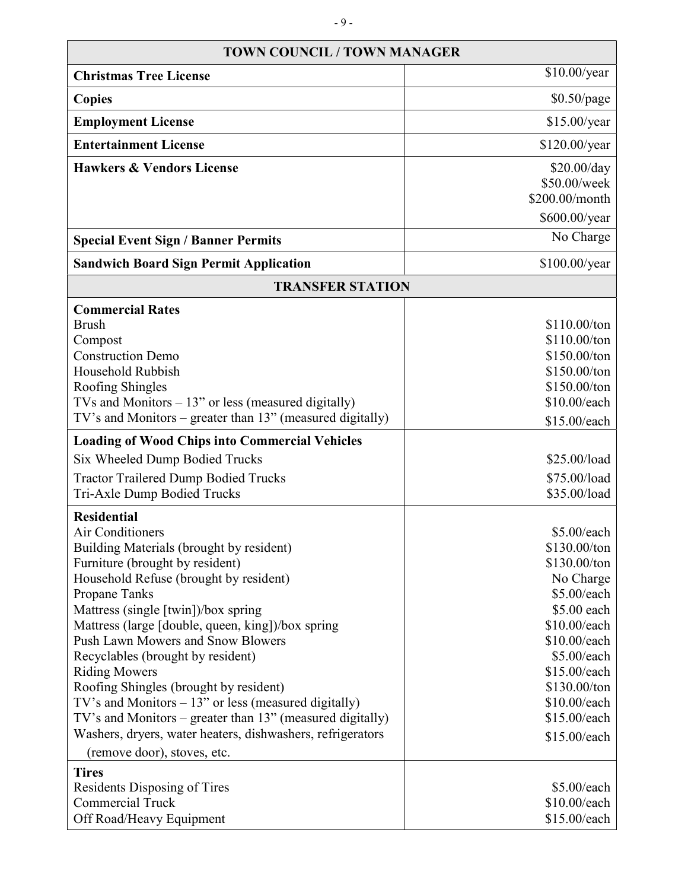| TOWN COUNCIL / TOWN MANAGER | |
|---|---|
| **Christmas Tree License** | $10.00/year |
| **Copies** | $0.50/page |
| **Employment License** | $15.00/year |
| **Entertainment License** | $120.00/year |
| **Hawkers & Vendors License** | $20.00/day<br>$50.00/week<br>$200.00/month<br>$600.00/year |
| **Special Event Sign / Banner Permits** | No Charge |
| **Sandwich Board Sign Permit Application** | $100.00/year |
| **TRANSFER STATION** | |
| **Commercial Rates** | |
| Brush | $110.00/ton |
| Compost | $110.00/ton |
| Construction Demo | $150.00/ton |
| Household Rubbish | $150.00/ton |
| Roofing Shingles | $150.00/ton |
| TVs and Monitors – 13" or less (measured digitally) | $10.00/each |
| TV's and Monitors – greater than 13" (measured digitally) | $15.00/each |
| **Loading of Wood Chips into Commercial Vehicles** | |
| Six Wheeled Dump Bodied Trucks | $25.00/load |
| Tractor Trailered Dump Bodied Trucks | $75.00/load |
| Tri-Axle Dump Bodied Trucks | $35.00/load |
| **Residential** | |
| Air Conditioners | $5.00/each |
| Building Materials (brought by resident) | $130.00/ton |
| Furniture (brought by resident) | $130.00/ton |
| Household Refuse (brought by resident) | No Charge |
| Propane Tanks | $5.00/each |
| Mattress (single [twin])/box spring | $5.00 each |
| Mattress (large [double, queen, king])/box spring | $10.00/each |
| Push Lawn Mowers and Snow Blowers | $10.00/each |
| Recyclables (brought by resident) | $5.00/each |
| Riding Mowers | $15.00/each |
| Roofing Shingles (brought by resident) | $130.00/ton |
| TV's and Monitors – 13" or less (measured digitally) | $10.00/each |
| TV's and Monitors – greater than 13" (measured digitally) | $15.00/each |
| Washers, dryers, water heaters, dishwashers, refrigerators (remove door), stoves, etc. | $15.00/each |
| **Tires** | |
| Residents Disposing of Tires | $5.00/each |
| Commercial Truck | $10.00/each |
| Off Road/Heavy Equipment | $15.00/each |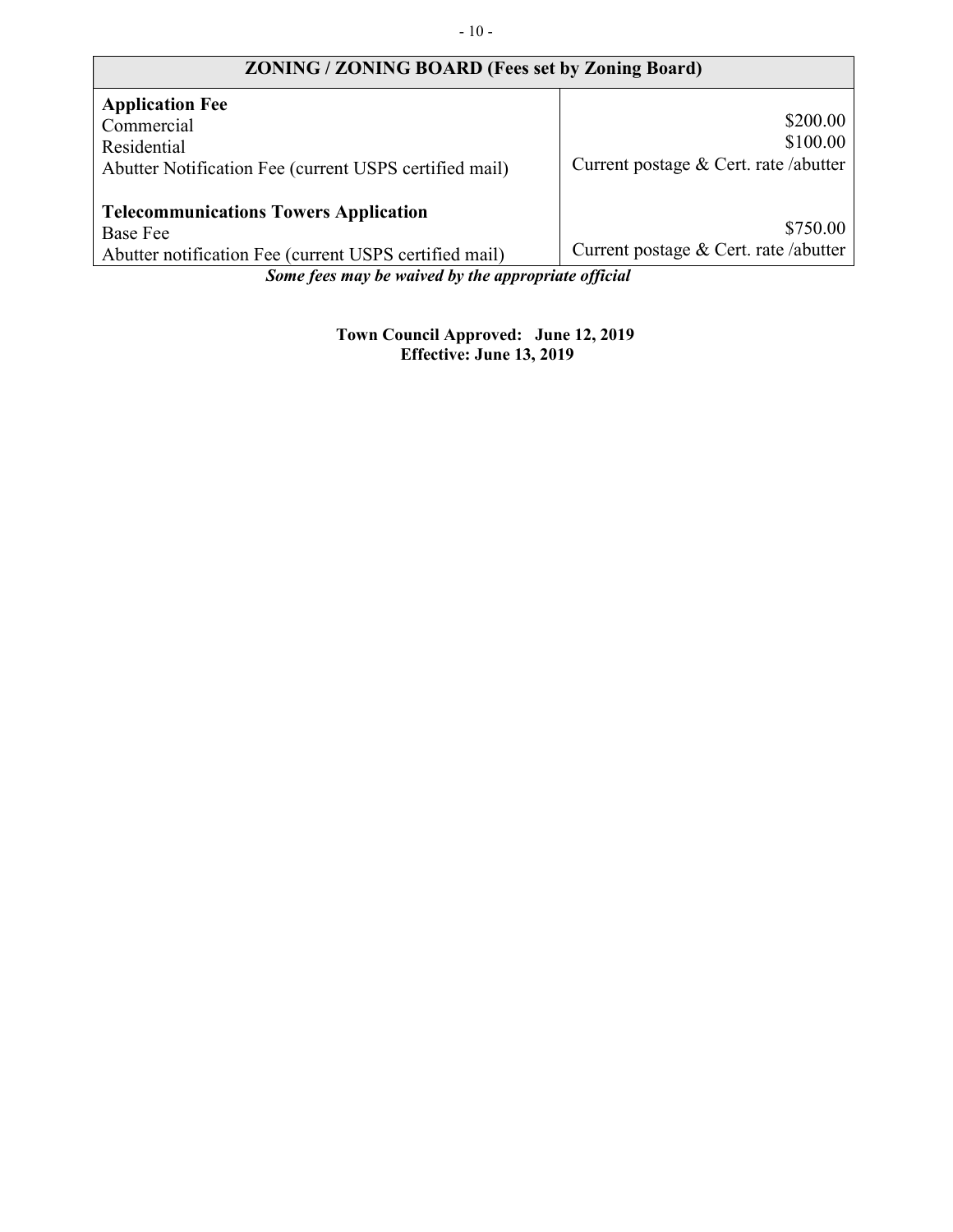| ZONING / ZONING BOARD (Fees set by Zoning Board) | |
|---|---|
| **Application Fee** | |
| Commercial | $200.00 |
| Residential | $100.00 |
| Abutter Notification Fee (current USPS certified mail) | Current postage & Cert. rate /abutter |
| **Telecommunications Towers Application** | |
| Base Fee | $750.00 |
| Abutter notification Fee (current USPS certified mail) | Current postage & Cert. rate /abutter |

***Some fees may be waived by the appropriate official***

**Town Council Approved: June 12, 2019**
**Effective: June 13, 2019**